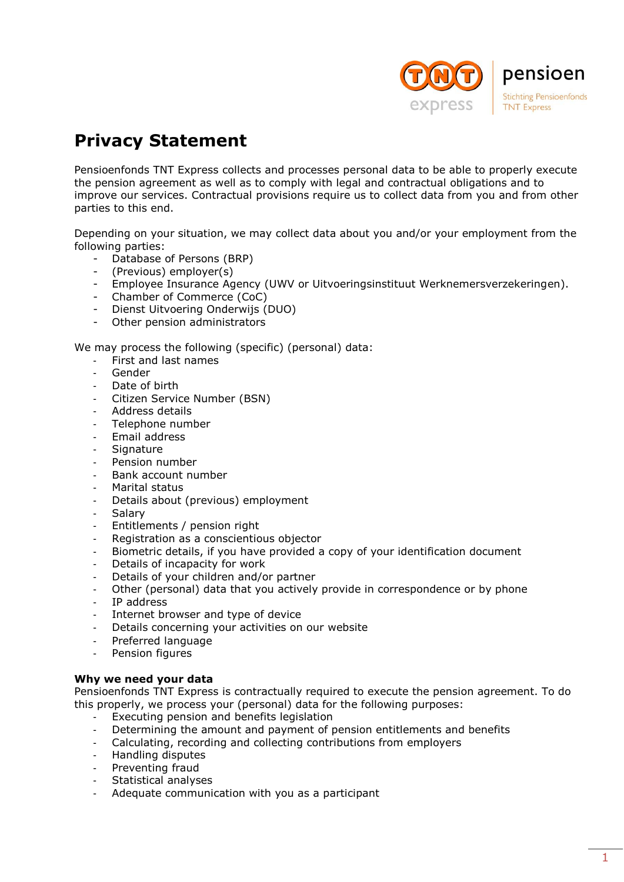# Privacy Statement

Pensioenfonds TNT Express collects and processes personal data to be able to properly execute the pension agreement as well as to comply with legal and contractual obligations and to improve our services. Contractual provisions require us to collect data from you and from other parties to this end.

Depending on your situation, we may collect data about you and/or your employment from the following parties:

- Database of Persons (BRP)
- (Previous) employer(s)
- Employee Insurance Agency (UWV or Uitvoeringsinstituut Werknemersverzekeringen).
- Chamber of Commerce (CoC)
- Dienst Uitvoering Onderwijs (DUO)
- Other pension administrators

We may process the following (specific) (personal) data:

- First and last names
- Gender
- Date of birth
- Citizen Service Number (BSN)
- Address details
- Telephone number
- Email address
- Signature
- Pension number
- Bank account number
- Marital status
- Details about (previous) employment
- Salary
- Entitlements / pension right
- Registration as a conscientious objector
- Biometric details, if you have provided a copy of your identification document
- Details of incapacity for work
- Details of your children and/or partner
- Other (personal) data that you actively provide in correspondence or by phone
- IP address
- Internet browser and type of device
- Details concerning your activities on our website
- Preferred language
- Pension figures

**Why we need your data**

Pensioenfonds TNT Express is contractually required to execute the pension agreement. To do this properly, we process your (personal) data for the following purposes:

- Executing pension and benefits legislation
- Determining the amount and payment of pension entitlements and benefits
- Calculating, recording and collecting contributions from employers
- Handling disputes
- Preventing fraud
- Statistical analyses
- Adequate communication with you as a participant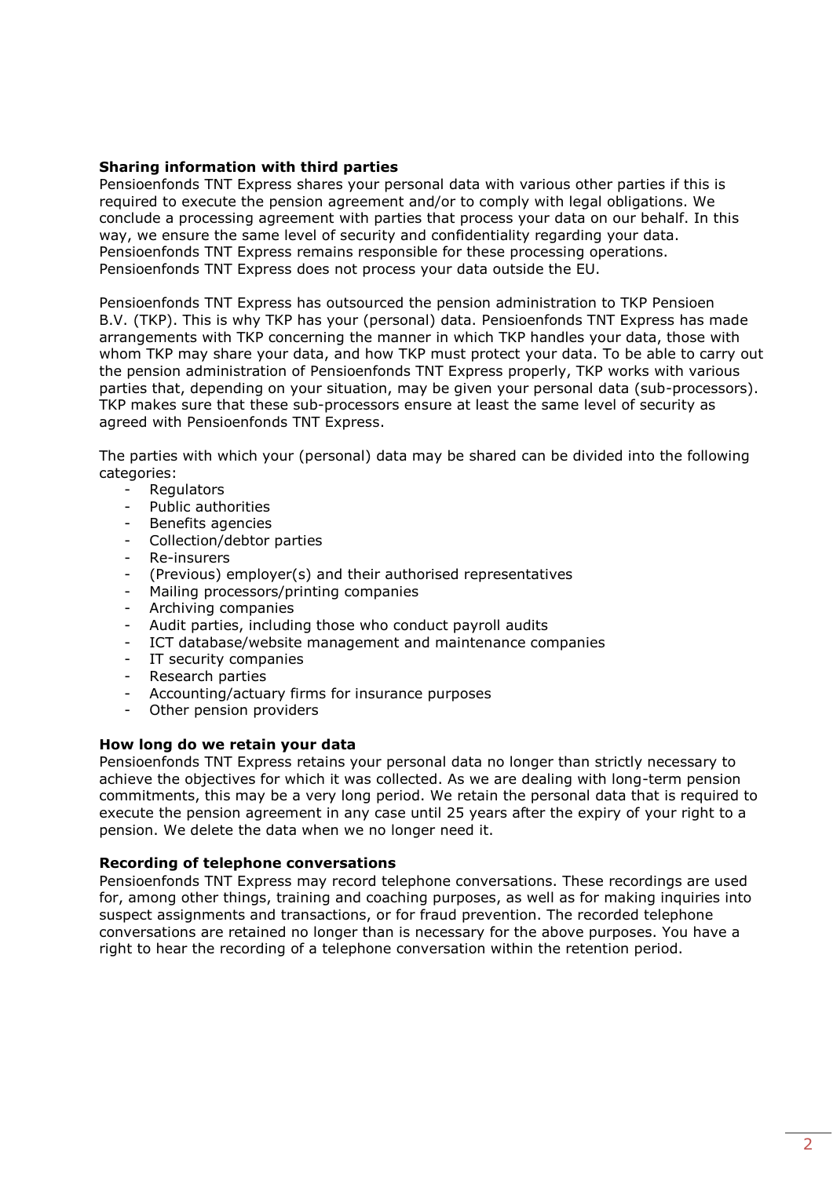**Sharing information with third parties**

Pensioenfonds TNT Express shares your personal data with various other parties if this is required to execute the pension agreement and/or to comply with legal obligations. We conclude a processing agreement with parties that process your data on our behalf. In this way, we ensure the same level of security and confidentiality regarding your data. Pensioenfonds TNT Express remains responsible for these processing operations. Pensioenfonds TNT Express does not process your data outside the EU.

Pensioenfonds TNT Express has outsourced the pension administration to TKP Pensioen B.V. (TKP). This is why TKP has your (personal) data. Pensioenfonds TNT Express has made arrangements with TKP concerning the manner in which TKP handles your data, those with whom TKP may share your data, and how TKP must protect your data. To be able to carry out the pension administration of Pensioenfonds TNT Express properly, TKP works with various parties that, depending on your situation, may be given your personal data (sub-processors). TKP makes sure that these sub-processors ensure at least the same level of security as agreed with Pensioenfonds TNT Express.

The parties with which your (personal) data may be shared can be divided into the following categories:

- Regulators
- Public authorities
- Benefits agencies
- Collection/debtor parties
- Re-insurers
- (Previous) employer(s) and their authorised representatives
- Mailing processors/printing companies
- Archiving companies
- Audit parties, including those who conduct payroll audits
- ICT database/website management and maintenance companies
- IT security companies
- Research parties
- Accounting/actuary firms for insurance purposes
- Other pension providers

**How long do we retain your data**

Pensioenfonds TNT Express retains your personal data no longer than strictly necessary to achieve the objectives for which it was collected. As we are dealing with long-term pension commitments, this may be a very long period. We retain the personal data that is required to execute the pension agreement in any case until 25 years after the expiry of your right to a pension. We delete the data when we no longer need it.

**Recording of telephone conversations**

Pensioenfonds TNT Express may record telephone conversations. These recordings are used for, among other things, training and coaching purposes, as well as for making inquiries into suspect assignments and transactions, or for fraud prevention. The recorded telephone conversations are retained no longer than is necessary for the above purposes. You have a right to hear the recording of a telephone conversation within the retention period.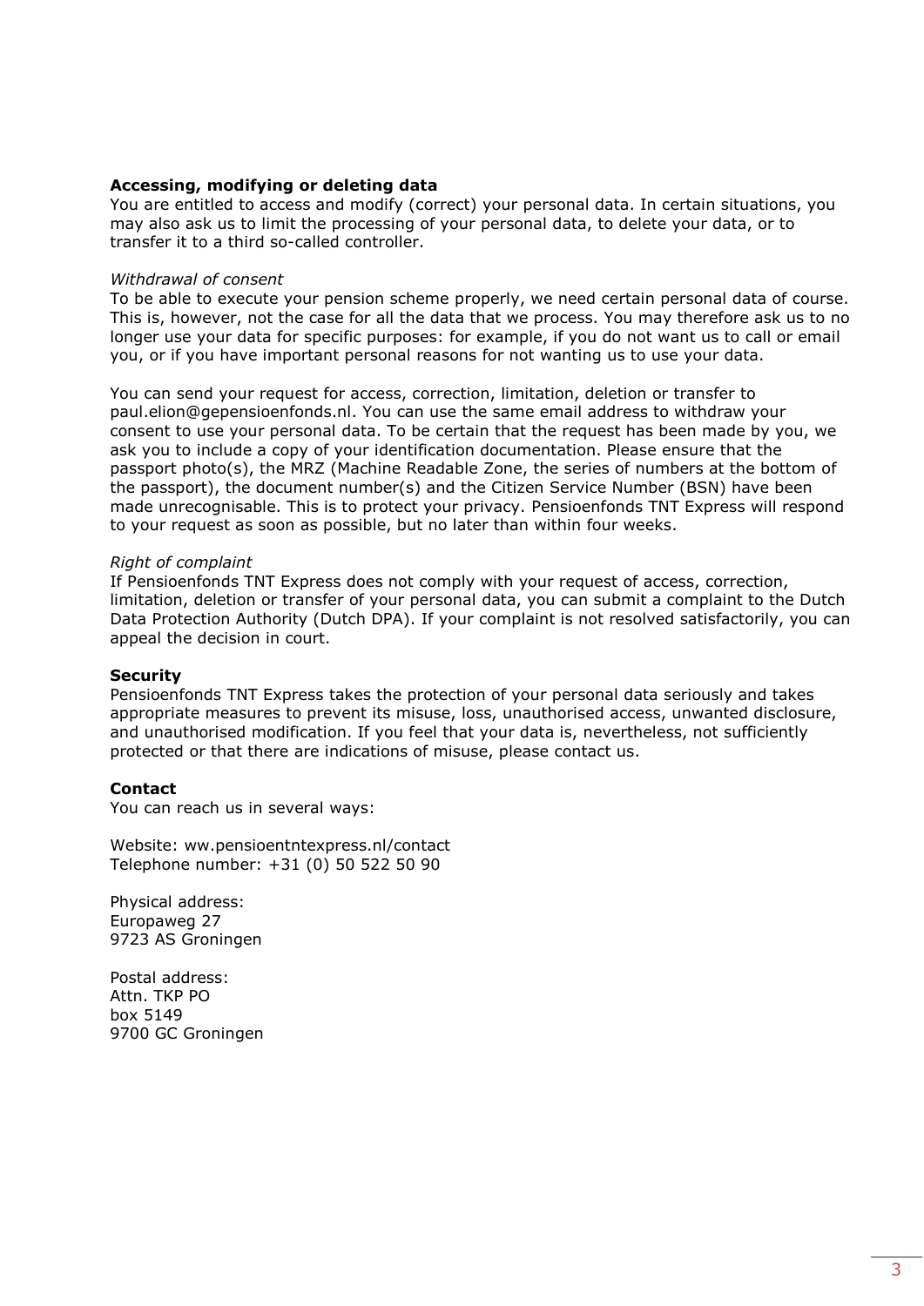**Accessing, modifying or deleting data**

You are entitled to access and modify (correct) your personal data. In certain situations, you may also ask us to limit the processing of your personal data, to delete your data, or to transfer it to a third so-called controller.

*Withdrawal of consent*

To be able to execute your pension scheme properly, we need certain personal data of course. This is, however, not the case for all the data that we process. You may therefore ask us to no longer use your data for specific purposes: for example, if you do not want us to call or email you, or if you have important personal reasons for not wanting us to use your data.

You can send your request for access, correction, limitation, deletion or transfer to paul.elion@gepensioenfonds.nl. You can use the same email address to withdraw your consent to use your personal data. To be certain that the request has been made by you, we ask you to include a copy of your identification documentation. Please ensure that the passport photo(s), the MRZ (Machine Readable Zone, the series of numbers at the bottom of the passport), the document number(s) and the Citizen Service Number (BSN) have been made unrecognisable. This is to protect your privacy. Pensioenfonds TNT Express will respond to your request as soon as possible, but no later than within four weeks.

*Right of complaint*

If Pensioenfonds TNT Express does not comply with your request of access, correction, limitation, deletion or transfer of your personal data, you can submit a complaint to the Dutch Data Protection Authority (Dutch DPA). If your complaint is not resolved satisfactorily, you can appeal the decision in court.

**Security**

Pensioenfonds TNT Express takes the protection of your personal data seriously and takes appropriate measures to prevent its misuse, loss, unauthorised access, unwanted disclosure, and unauthorised modification. If you feel that your data is, nevertheless, not sufficiently protected or that there are indications of misuse, please contact us.

**Contact**

You can reach us in several ways:

Website: ww.pensioentntexpress.nl/contact
Telephone number: +31 (0) 50 522 50 90

Physical address:
Europaweg 27
9723 AS Groningen

Postal address:
Attn. TKP PO
box 5149
9700 GC Groningen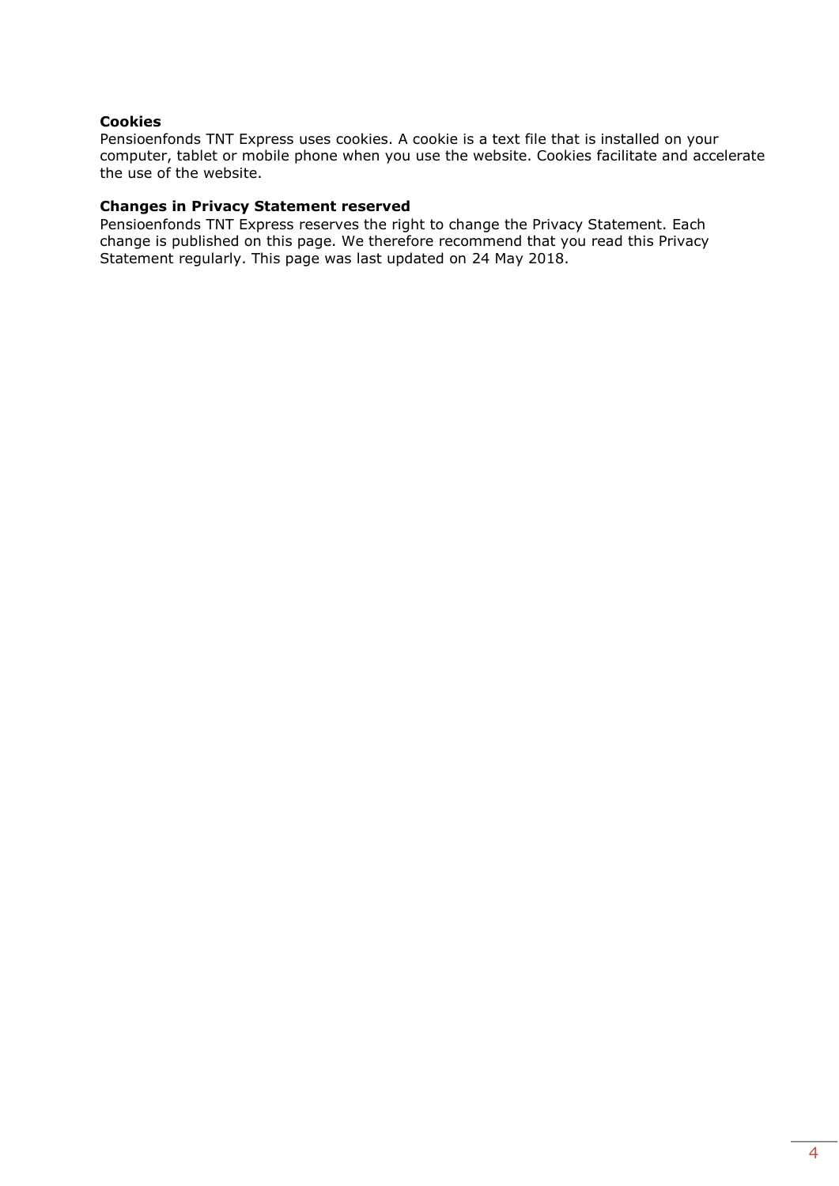**Cookies**
Pensioenfonds TNT Express uses cookies. A cookie is a text file that is installed on your computer, tablet or mobile phone when you use the website. Cookies facilitate and accelerate the use of the website.

**Changes in Privacy Statement reserved**
Pensioenfonds TNT Express reserves the right to change the Privacy Statement. Each change is published on this page. We therefore recommend that you read this Privacy Statement regularly. This page was last updated on 24 May 2018.